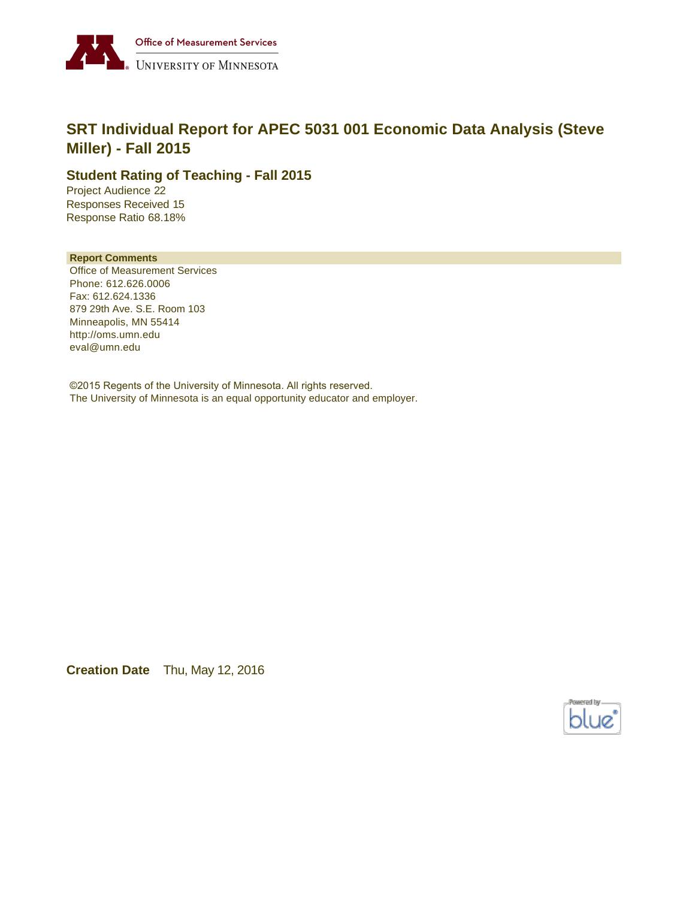Office of Measurement Services
UNIVERSITY OF MINNESOTA

# SRT Individual Report for APEC 5031 001 Economic Data Analysis (Steve Miller) - Fall 2015

## Student Rating of Teaching - Fall 2015

Project Audience 22
Responses Received 15
Response Ratio 68.18%

**Report Comments**

Office of Measurement Services
Phone: 612.626.0006
Fax: 612.624.1336
879 29th Ave. S.E. Room 103
Minneapolis, MN 55414
http://oms.umn.edu
eval@umn.edu

©2015 Regents of the University of Minnesota. All rights reserved.
The University of Minnesota is an equal opportunity educator and employer.

**Creation Date** Thu, May 12, 2016

Powered by blue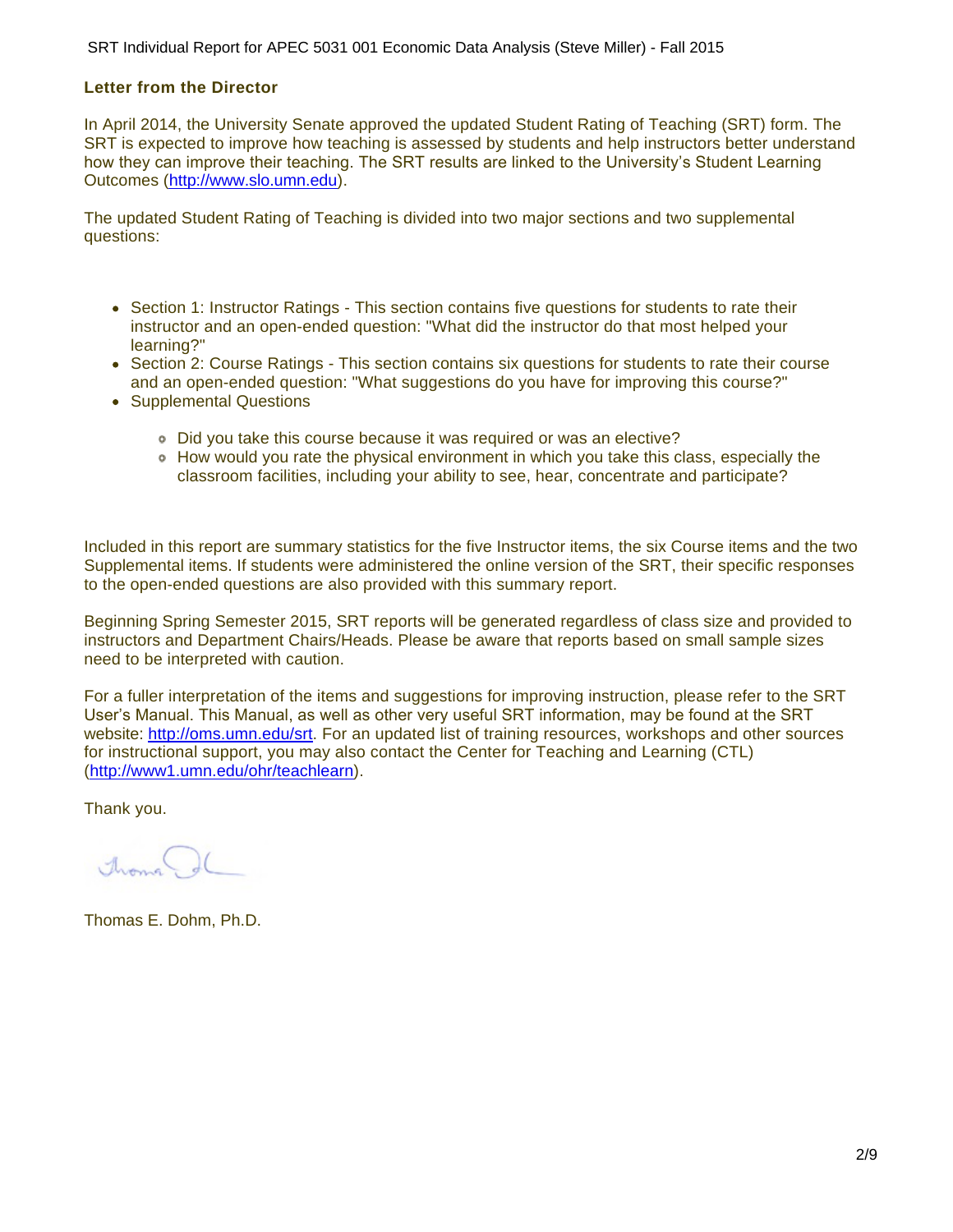## Letter from the Director

In April 2014, the University Senate approved the updated Student Rating of Teaching (SRT) form. The SRT is expected to improve how teaching is assessed by students and help instructors better understand how they can improve their teaching. The SRT results are linked to the University's Student Learning Outcomes (http://www.slo.umn.edu).

The updated Student Rating of Teaching is divided into two major sections and two supplemental questions:

- Section 1: Instructor Ratings - This section contains five questions for students to rate their instructor and an open-ended question: "What did the instructor do that most helped your learning?"
- Section 2: Course Ratings - This section contains six questions for students to rate their course and an open-ended question: "What suggestions do you have for improving this course?"
- Supplemental Questions
  - Did you take this course because it was required or was an elective?
  - How would you rate the physical environment in which you take this class, especially the classroom facilities, including your ability to see, hear, concentrate and participate?

Included in this report are summary statistics for the five Instructor items, the six Course items and the two Supplemental items. If students were administered the online version of the SRT, their specific responses to the open-ended questions are also provided with this summary report.

Beginning Spring Semester 2015, SRT reports will be generated regardless of class size and provided to instructors and Department Chairs/Heads. Please be aware that reports based on small sample sizes need to be interpreted with caution.

For a fuller interpretation of the items and suggestions for improving instruction, please refer to the SRT User's Manual. This Manual, as well as other very useful SRT information, may be found at the SRT website: http://oms.umn.edu/srt. For an updated list of training resources, workshops and other sources for instructional support, you may also contact the Center for Teaching and Learning (CTL) (http://www1.umn.edu/ohr/teachlearn).

Thank you.

Thomas E. Dohm, Ph.D.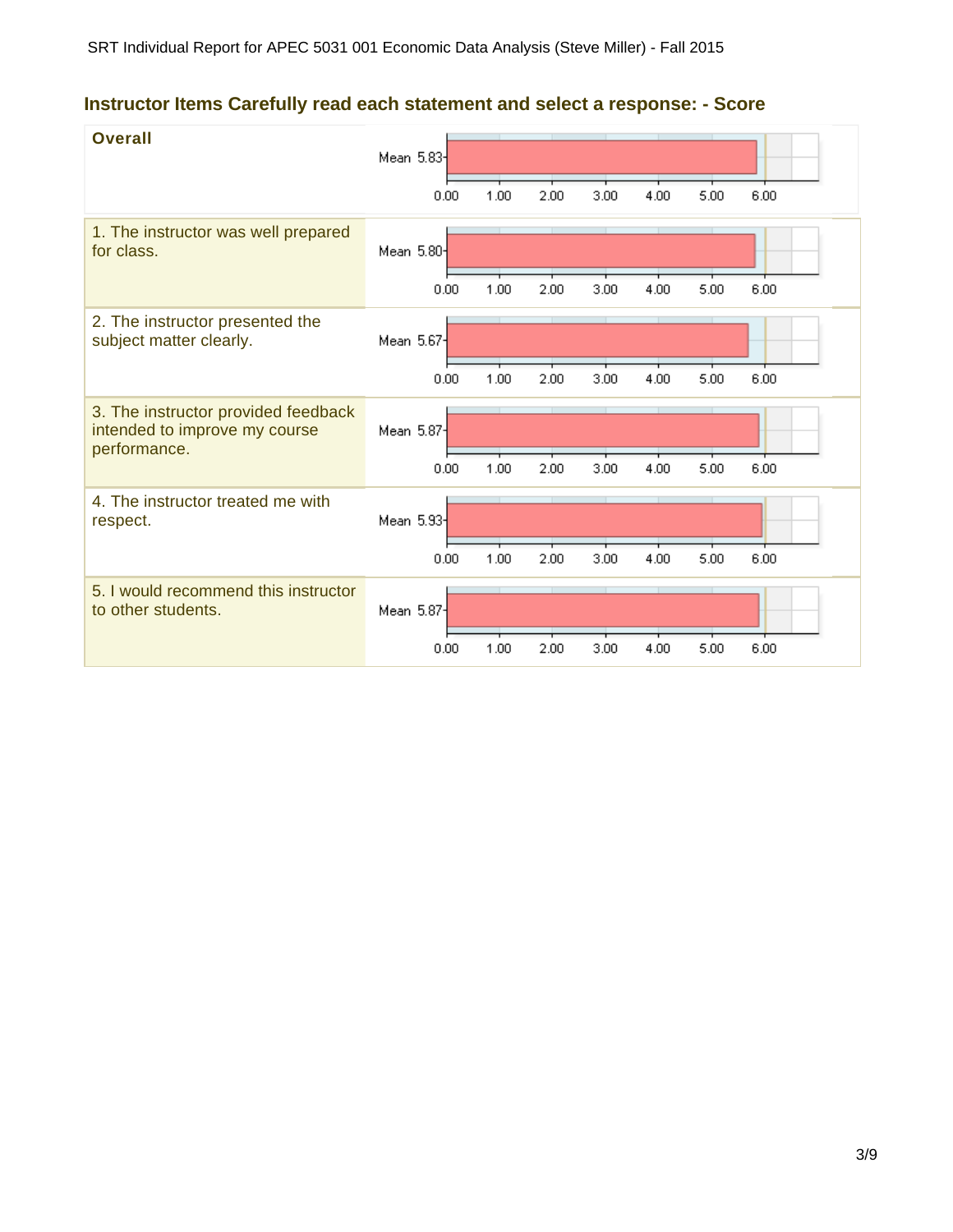## Instructor Items Carefully read each statement and select a response: - Score

| Item | Mean |
| --- | --- |
| **Overall** | 5.83 |
| 1. The instructor was well prepared for class. | 5.80 |
| 2. The instructor presented the subject matter clearly. | 5.67 |
| 3. The instructor provided feedback intended to improve my course performance. | 5.87 |
| 4. The instructor treated me with respect. | 5.93 |
| 5. I would recommend this instructor to other students. | 5.87 |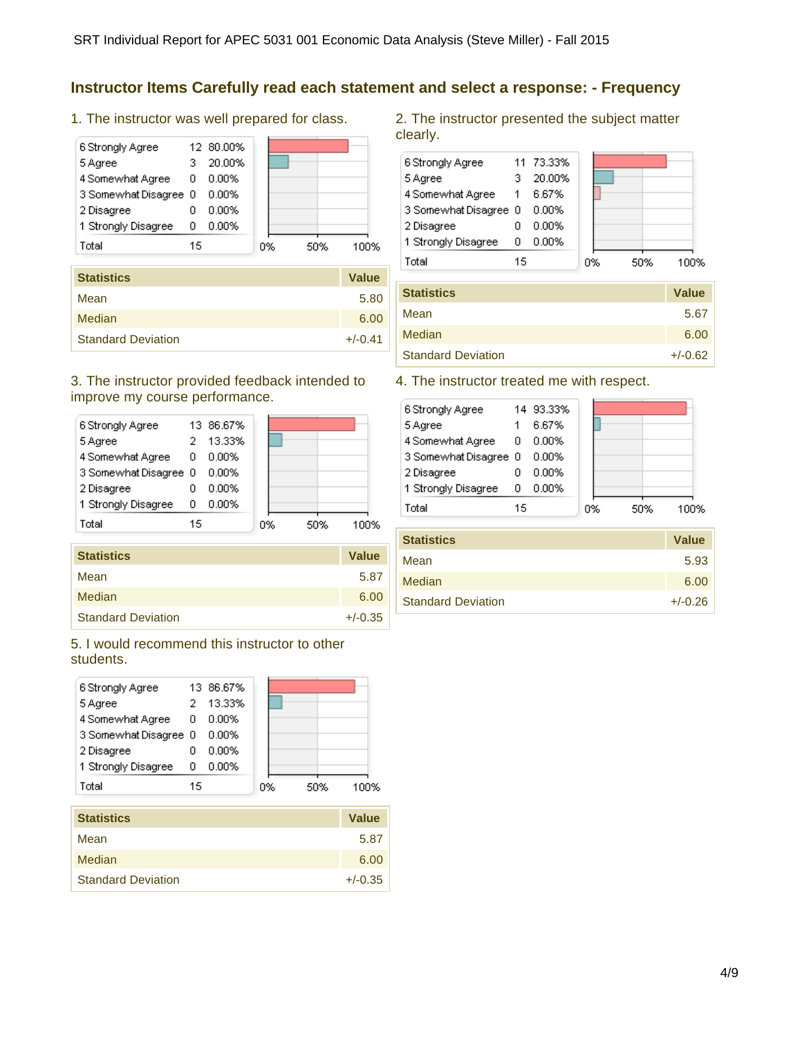SRT Individual Report for APEC 5031 001 Economic Data Analysis (Steve Miller) - Fall 2015

## Instructor Items Carefully read each statement and select a response: - Frequency

### 1. The instructor was well prepared for class.

| Response | Count | Percent |
|---|---|---|
| 6 Strongly Agree | 12 | 80.00% |
| 5 Agree | 3 | 20.00% |
| 4 Somewhat Agree | 0 | 0.00% |
| 3 Somewhat Disagree | 0 | 0.00% |
| 2 Disagree | 0 | 0.00% |
| 1 Strongly Disagree | 0 | 0.00% |
| Total | 15 | |

| Statistics | Value |
|---|---|
| Mean | 5.80 |
| Median | 6.00 |
| Standard Deviation | +/-0.41 |

### 2. The instructor presented the subject matter clearly.

| Response | Count | Percent |
|---|---|---|
| 6 Strongly Agree | 11 | 73.33% |
| 5 Agree | 3 | 20.00% |
| 4 Somewhat Agree | 1 | 6.67% |
| 3 Somewhat Disagree | 0 | 0.00% |
| 2 Disagree | 0 | 0.00% |
| 1 Strongly Disagree | 0 | 0.00% |
| Total | 15 | |

| Statistics | Value |
|---|---|
| Mean | 5.67 |
| Median | 6.00 |
| Standard Deviation | +/-0.62 |

### 3. The instructor provided feedback intended to improve my course performance.

| Response | Count | Percent |
|---|---|---|
| 6 Strongly Agree | 13 | 86.67% |
| 5 Agree | 2 | 13.33% |
| 4 Somewhat Agree | 0 | 0.00% |
| 3 Somewhat Disagree | 0 | 0.00% |
| 2 Disagree | 0 | 0.00% |
| 1 Strongly Disagree | 0 | 0.00% |
| Total | 15 | |

| Statistics | Value |
|---|---|
| Mean | 5.87 |
| Median | 6.00 |
| Standard Deviation | +/-0.35 |

### 4. The instructor treated me with respect.

| Response | Count | Percent |
|---|---|---|
| 6 Strongly Agree | 14 | 93.33% |
| 5 Agree | 1 | 6.67% |
| 4 Somewhat Agree | 0 | 0.00% |
| 3 Somewhat Disagree | 0 | 0.00% |
| 2 Disagree | 0 | 0.00% |
| 1 Strongly Disagree | 0 | 0.00% |
| Total | 15 | |

| Statistics | Value |
|---|---|
| Mean | 5.93 |
| Median | 6.00 |
| Standard Deviation | +/-0.26 |

### 5. I would recommend this instructor to other students.

| Response | Count | Percent |
|---|---|---|
| 6 Strongly Agree | 13 | 86.67% |
| 5 Agree | 2 | 13.33% |
| 4 Somewhat Agree | 0 | 0.00% |
| 3 Somewhat Disagree | 0 | 0.00% |
| 2 Disagree | 0 | 0.00% |
| 1 Strongly Disagree | 0 | 0.00% |
| Total | 15 | |

| Statistics | Value |
|---|---|
| Mean | 5.87 |
| Median | 6.00 |
| Standard Deviation | +/-0.35 |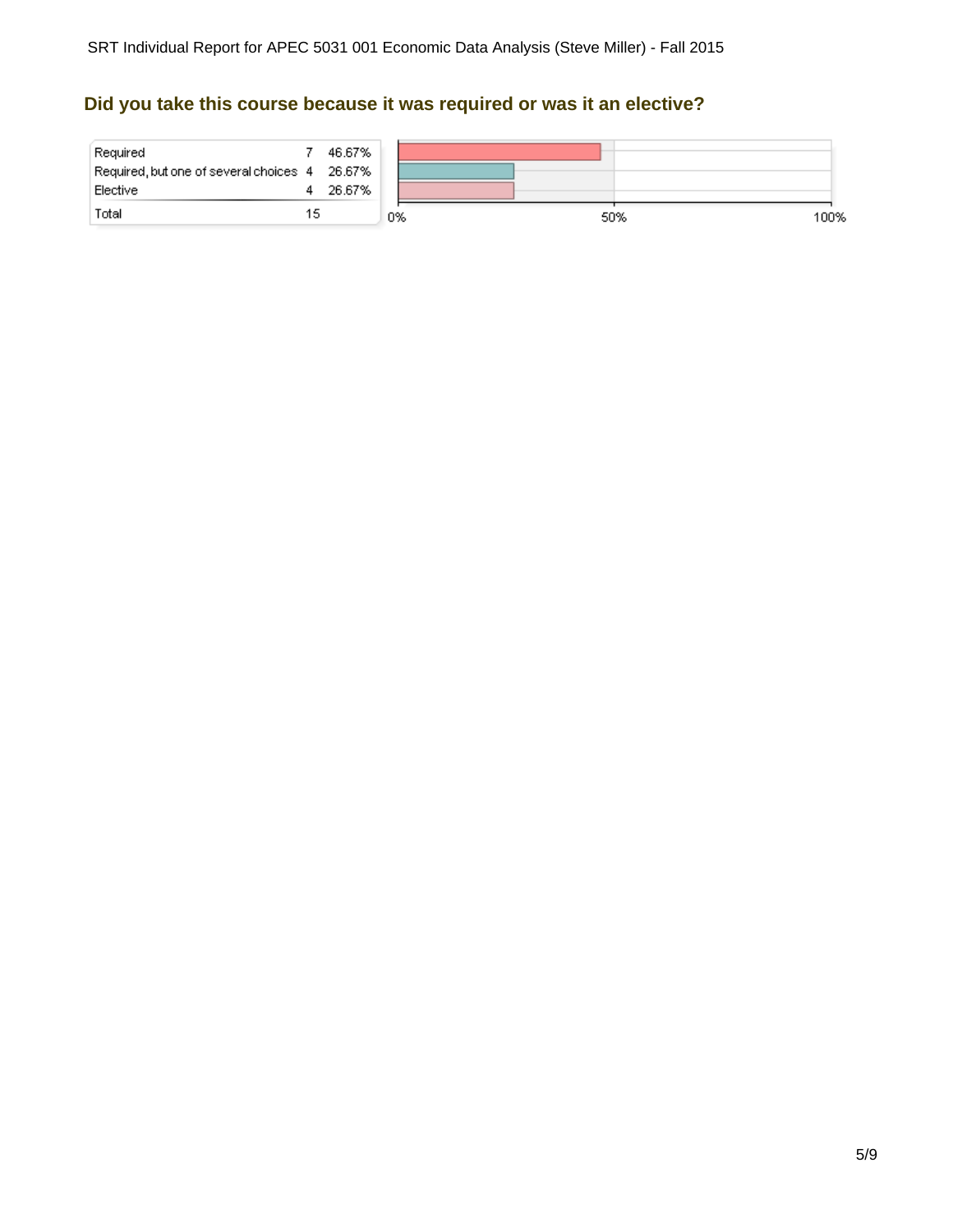## Did you take this course because it was required or was it an elective?

| | | |
|---|---|---|
| Required | 7 | 46.67% |
| Required, but one of several choices | 4 | 26.67% |
| Elective | 4 | 26.67% |
| Total | 15 | |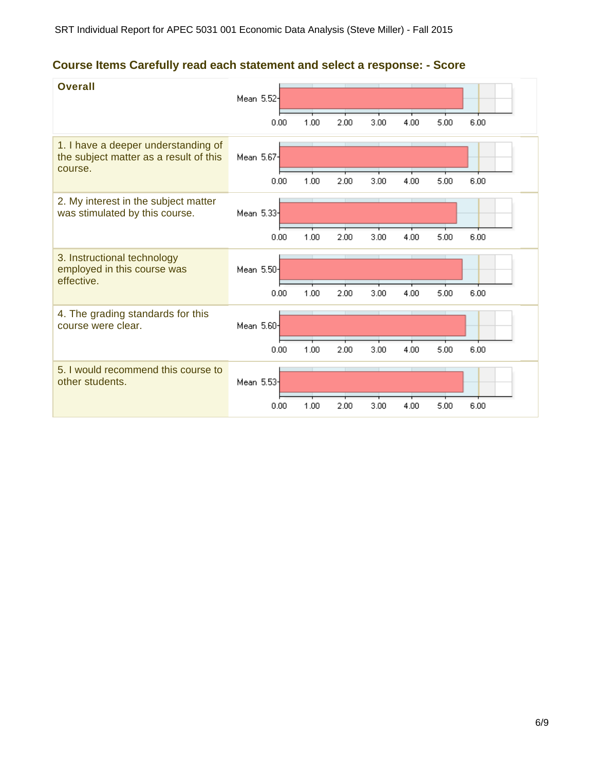SRT Individual Report for APEC 5031 001 Economic Data Analysis (Steve Miller) - Fall 2015

## Course Items Carefully read each statement and select a response: - Score

| Item | Mean |
| --- | --- |
| **Overall** | 5.52 |
| 1. I have a deeper understanding of the subject matter as a result of this course. | 5.67 |
| 2. My interest in the subject matter was stimulated by this course. | 5.33 |
| 3. Instructional technology employed in this course was effective. | 5.50 |
| 4. The grading standards for this course were clear. | 5.60 |
| 5. I would recommend this course to other students. | 5.53 |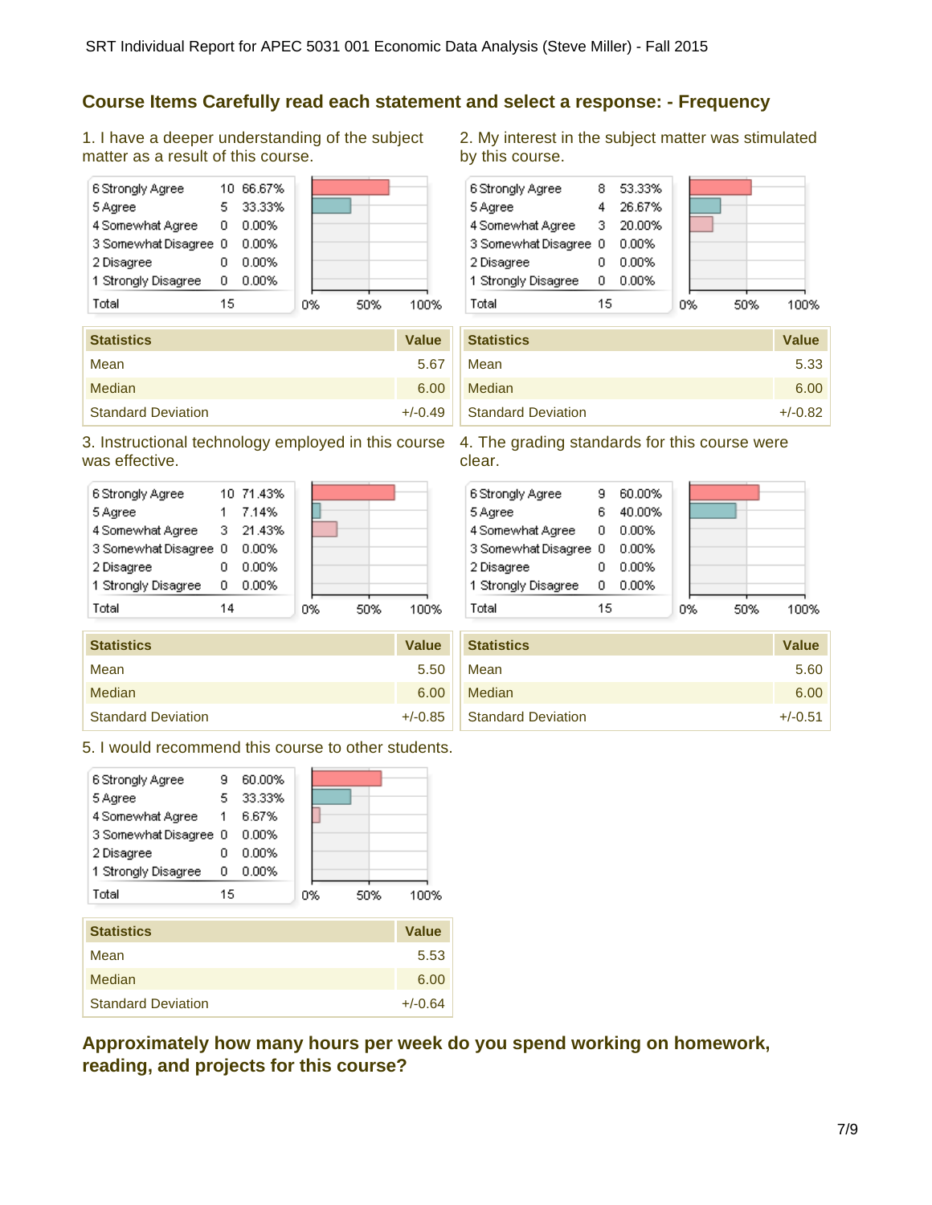## Course Items Carefully read each statement and select a response: - Frequency

1. I have a deeper understanding of the subject matter as a result of this course.

| Response | Count | Percent |
|---|---|---|
| 6 Strongly Agree | 10 | 66.67% |
| 5 Agree | 5 | 33.33% |
| 4 Somewhat Agree | 0 | 0.00% |
| 3 Somewhat Disagree | 0 | 0.00% |
| 2 Disagree | 0 | 0.00% |
| 1 Strongly Disagree | 0 | 0.00% |
| Total | 15 | |

| Statistics | Value |
|---|---|
| Mean | 5.67 |
| Median | 6.00 |
| Standard Deviation | +/-0.49 |

2. My interest in the subject matter was stimulated by this course.

| Response | Count | Percent |
|---|---|---|
| 6 Strongly Agree | 8 | 53.33% |
| 5 Agree | 4 | 26.67% |
| 4 Somewhat Agree | 3 | 20.00% |
| 3 Somewhat Disagree | 0 | 0.00% |
| 2 Disagree | 0 | 0.00% |
| 1 Strongly Disagree | 0 | 0.00% |
| Total | 15 | |

| Statistics | Value |
|---|---|
| Mean | 5.33 |
| Median | 6.00 |
| Standard Deviation | +/-0.82 |

3. Instructional technology employed in this course was effective.

| Response | Count | Percent |
|---|---|---|
| 6 Strongly Agree | 10 | 71.43% |
| 5 Agree | 1 | 7.14% |
| 4 Somewhat Agree | 3 | 21.43% |
| 3 Somewhat Disagree | 0 | 0.00% |
| 2 Disagree | 0 | 0.00% |
| 1 Strongly Disagree | 0 | 0.00% |
| Total | 14 | |

| Statistics | Value |
|---|---|
| Mean | 5.50 |
| Median | 6.00 |
| Standard Deviation | +/-0.85 |

4. The grading standards for this course were clear.

| Response | Count | Percent |
|---|---|---|
| 6 Strongly Agree | 9 | 60.00% |
| 5 Agree | 6 | 40.00% |
| 4 Somewhat Agree | 0 | 0.00% |
| 3 Somewhat Disagree | 0 | 0.00% |
| 2 Disagree | 0 | 0.00% |
| 1 Strongly Disagree | 0 | 0.00% |
| Total | 15 | |

| Statistics | Value |
|---|---|
| Mean | 5.60 |
| Median | 6.00 |
| Standard Deviation | +/-0.51 |

5. I would recommend this course to other students.

| Response | Count | Percent |
|---|---|---|
| 6 Strongly Agree | 9 | 60.00% |
| 5 Agree | 5 | 33.33% |
| 4 Somewhat Agree | 1 | 6.67% |
| 3 Somewhat Disagree | 0 | 0.00% |
| 2 Disagree | 0 | 0.00% |
| 1 Strongly Disagree | 0 | 0.00% |
| Total | 15 | |

| Statistics | Value |
|---|---|
| Mean | 5.53 |
| Median | 6.00 |
| Standard Deviation | +/-0.64 |

## Approximately how many hours per week do you spend working on homework, reading, and projects for this course?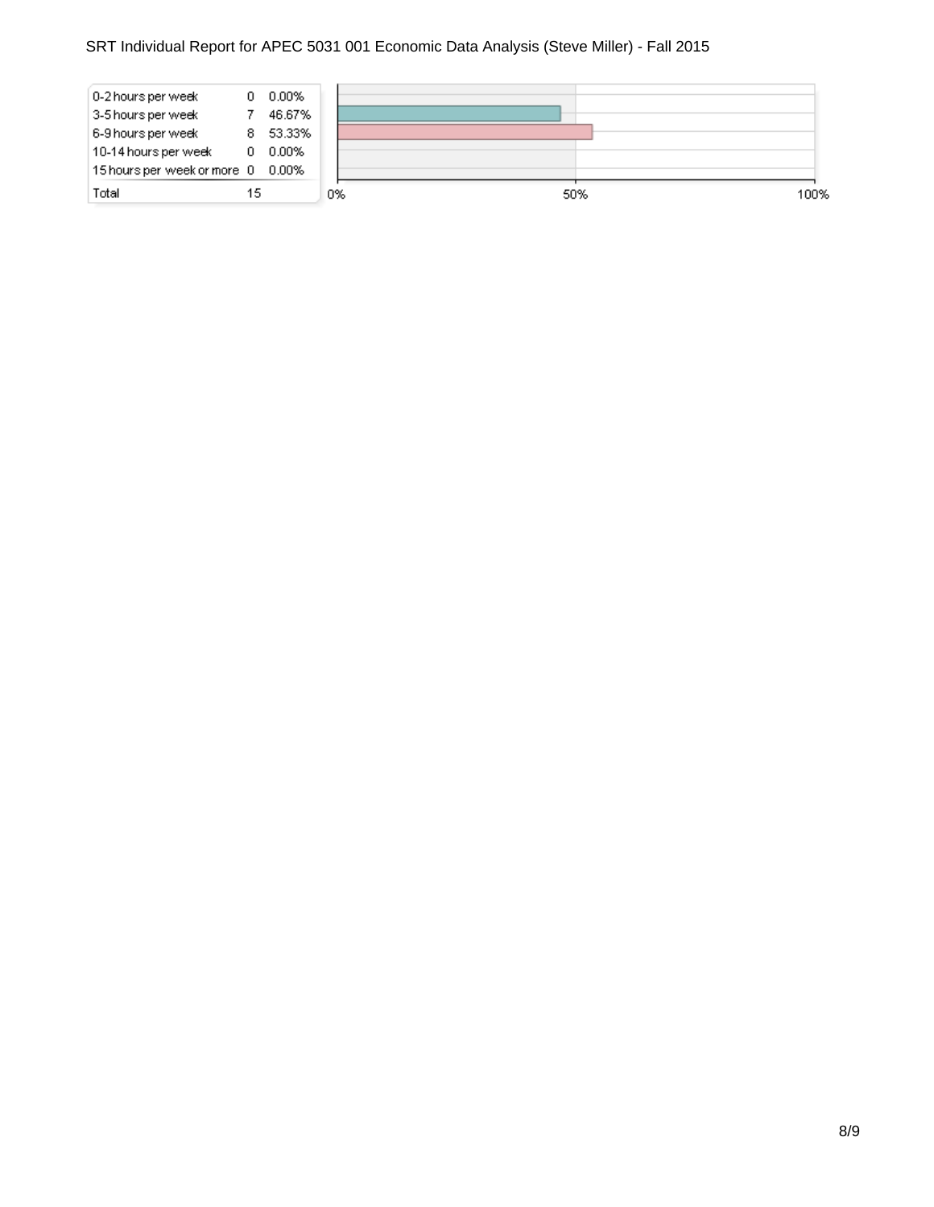| | | |
|---|---|---|
| 0-2 hours per week | 0 | 0.00% |
| 3-5 hours per week | 7 | 46.67% |
| 6-9 hours per week | 8 | 53.33% |
| 10-14 hours per week | 0 | 0.00% |
| 15 hours per week or more | 0 | 0.00% |
| Total | 15 | |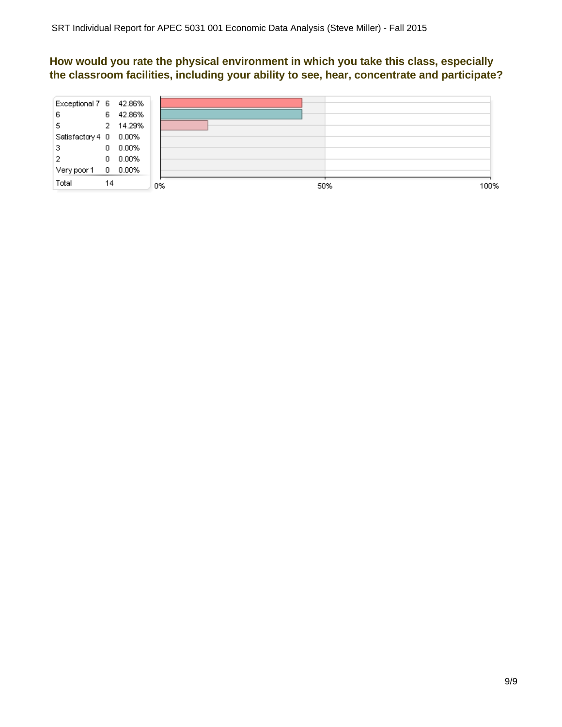### How would you rate the physical environment in which you take this class, especially the classroom facilities, including your ability to see, hear, concentrate and participate?

| | | |
|---|---|---|
| Exceptional 7 | 6 | 42.86% |
| 6 | 6 | 42.86% |
| 5 | 2 | 14.29% |
| Satisfactory 4 | 0 | 0.00% |
| 3 | 0 | 0.00% |
| 2 | 0 | 0.00% |
| Very poor 1 | 0 | 0.00% |
| Total | 14 | |

0%
50%
100%